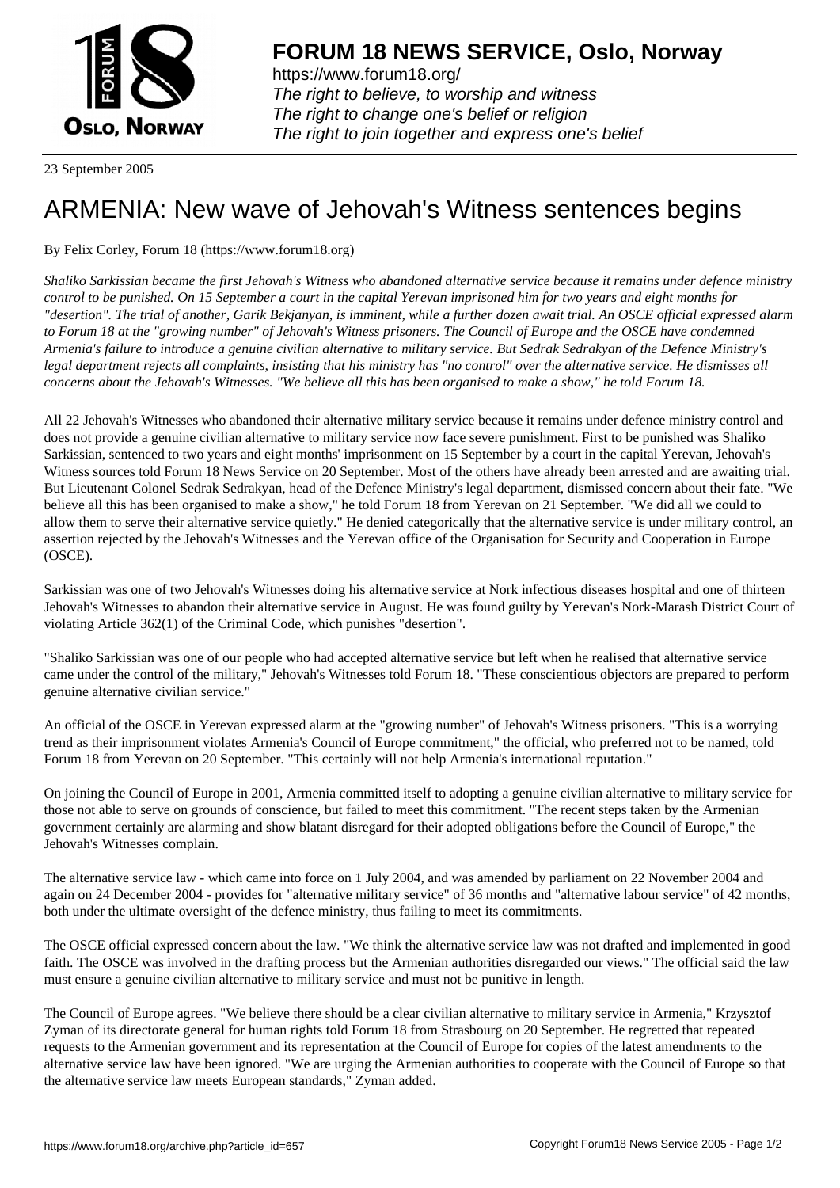# FORUM 18 NEWS SERVICE, Oslo, Norway

https://www.forum18.org/
*The right to believe, to worship and witness*
*The right to change one's belief or religion*
*The right to join together and express one's belief*

23 September 2005

# ARMENIA: New wave of Jehovah's Witness sentences begins

By Felix Corley, Forum 18 (https://www.forum18.org)

*Shaliko Sarkissian became the first Jehovah's Witness who abandoned alternative service because it remains under defence ministry control to be punished. On 15 September a court in the capital Yerevan imprisoned him for two years and eight months for "desertion". The trial of another, Garik Bekjanyan, is imminent, while a further dozen await trial. An OSCE official expressed alarm to Forum 18 at the "growing number" of Jehovah's Witness prisoners. The Council of Europe and the OSCE have condemned Armenia's failure to introduce a genuine civilian alternative to military service. But Sedrak Sedrakyan of the Defence Ministry's legal department rejects all complaints, insisting that his ministry has "no control" over the alternative service. He dismisses all concerns about the Jehovah's Witnesses. "We believe all this has been organised to make a show," he told Forum 18.*

All 22 Jehovah's Witnesses who abandoned their alternative military service because it remains under defence ministry control and does not provide a genuine civilian alternative to military service now face severe punishment. First to be punished was Shaliko Sarkissian, sentenced to two years and eight months' imprisonment on 15 September by a court in the capital Yerevan, Jehovah's Witness sources told Forum 18 News Service on 20 September. Most of the others have already been arrested and are awaiting trial. But Lieutenant Colonel Sedrak Sedrakyan, head of the Defence Ministry's legal department, dismissed concern about their fate. "We believe all this has been organised to make a show," he told Forum 18 from Yerevan on 21 September. "We did all we could to allow them to serve their alternative service quietly." He denied categorically that the alternative service is under military control, an assertion rejected by the Jehovah's Witnesses and the Yerevan office of the Organisation for Security and Cooperation in Europe (OSCE).

Sarkissian was one of two Jehovah's Witnesses doing his alternative service at Nork infectious diseases hospital and one of thirteen Jehovah's Witnesses to abandon their alternative service in August. He was found guilty by Yerevan's Nork-Marash District Court of violating Article 362(1) of the Criminal Code, which punishes "desertion".

"Shaliko Sarkissian was one of our people who had accepted alternative service but left when he realised that alternative service came under the control of the military," Jehovah's Witnesses told Forum 18. "These conscientious objectors are prepared to perform genuine alternative civilian service."

An official of the OSCE in Yerevan expressed alarm at the "growing number" of Jehovah's Witness prisoners. "This is a worrying trend as their imprisonment violates Armenia's Council of Europe commitment," the official, who preferred not to be named, told Forum 18 from Yerevan on 20 September. "This certainly will not help Armenia's international reputation."

On joining the Council of Europe in 2001, Armenia committed itself to adopting a genuine civilian alternative to military service for those not able to serve on grounds of conscience, but failed to meet this commitment. "The recent steps taken by the Armenian government certainly are alarming and show blatant disregard for their adopted obligations before the Council of Europe," the Jehovah's Witnesses complain.

The alternative service law - which came into force on 1 July 2004, and was amended by parliament on 22 November 2004 and again on 24 December 2004 - provides for "alternative military service" of 36 months and "alternative labour service" of 42 months, both under the ultimate oversight of the defence ministry, thus failing to meet its commitments.

The OSCE official expressed concern about the law. "We think the alternative service law was not drafted and implemented in good faith. The OSCE was involved in the drafting process but the Armenian authorities disregarded our views." The official said the law must ensure a genuine civilian alternative to military service and must not be punitive in length.

The Council of Europe agrees. "We believe there should be a clear civilian alternative to military service in Armenia," Krzysztof Zyman of its directorate general for human rights told Forum 18 from Strasbourg on 20 September. He regretted that repeated requests to the Armenian government and its representation at the Council of Europe for copies of the latest amendments to the alternative service law have been ignored. "We are urging the Armenian authorities to cooperate with the Council of Europe so that the alternative service law meets European standards," Zyman added.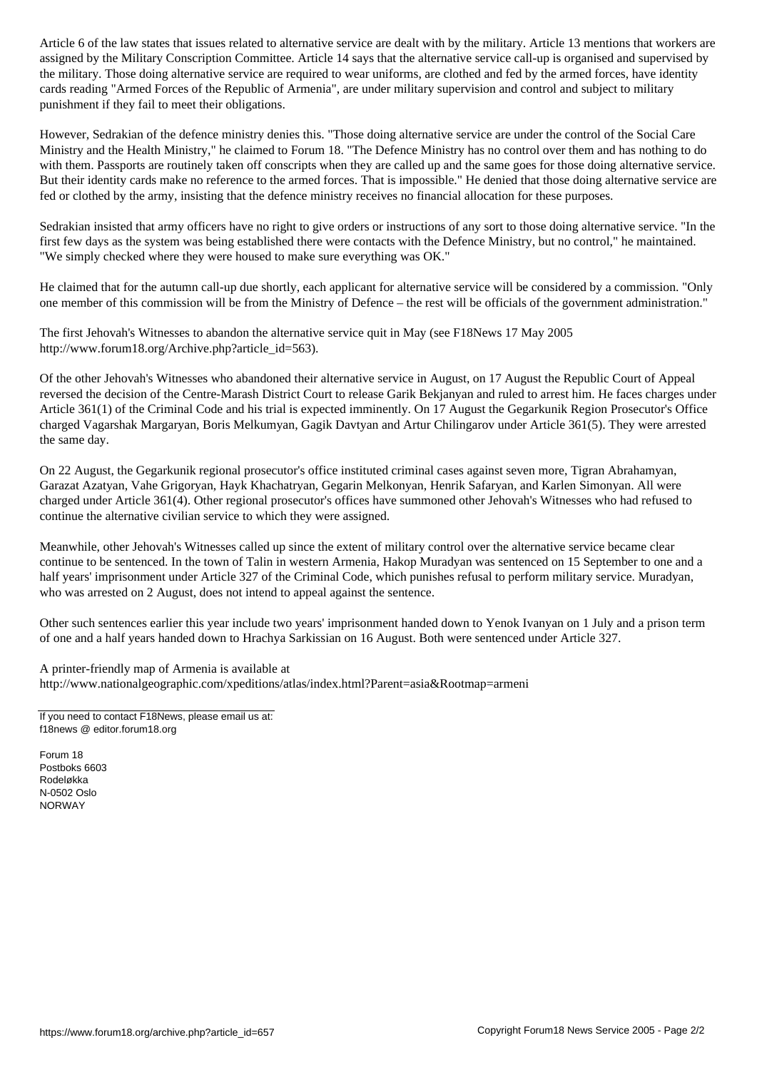Article 6 of the law states that issues related to alternative service are dealt with by the military. Article 13 mentions that workers are assigned by the Military Conscription Committee. Article 14 says that the alternative service call-up is organised and supervised by the military. Those doing alternative service are required to wear uniforms, are clothed and fed by the armed forces, have identity cards reading "Armed Forces of the Republic of Armenia", are under military supervision and control and subject to military punishment if they fail to meet their obligations.

However, Sedrakian of the defence ministry denies this. "Those doing alternative service are under the control of the Social Care Ministry and the Health Ministry," he claimed to Forum 18. "The Defence Ministry has no control over them and has nothing to do with them. Passports are routinely taken off conscripts when they are called up and the same goes for those doing alternative service. But their identity cards make no reference to the armed forces. That is impossible." He denied that those doing alternative service are fed or clothed by the army, insisting that the defence ministry receives no financial allocation for these purposes.

Sedrakian insisted that army officers have no right to give orders or instructions of any sort to those doing alternative service. "In the first few days as the system was being established there were contacts with the Defence Ministry, but no control," he maintained. "We simply checked where they were housed to make sure everything was OK."

He claimed that for the autumn call-up due shortly, each applicant for alternative service will be considered by a commission. "Only one member of this commission will be from the Ministry of Defence – the rest will be officials of the government administration."

The first Jehovah's Witnesses to abandon the alternative service quit in May (see F18News 17 May 2005 http://www.forum18.org/Archive.php?article_id=563).

Of the other Jehovah's Witnesses who abandoned their alternative service in August, on 17 August the Republic Court of Appeal reversed the decision of the Centre-Marash District Court to release Garik Bekjanyan and ruled to arrest him. He faces charges under Article 361(1) of the Criminal Code and his trial is expected imminently. On 17 August the Gegarkunik Region Prosecutor's Office charged Vagarshak Margaryan, Boris Melkumyan, Gagik Davtyan and Artur Chilingarov under Article 361(5). They were arrested the same day.

On 22 August, the Gegarkunik regional prosecutor's office instituted criminal cases against seven more, Tigran Abrahamyan, Garazat Azatyan, Vahe Grigoryan, Hayk Khachatryan, Gegarin Melkonyan, Henrik Safaryan, and Karlen Simonyan. All were charged under Article 361(4). Other regional prosecutor's offices have summoned other Jehovah's Witnesses who had refused to continue the alternative civilian service to which they were assigned.

Meanwhile, other Jehovah's Witnesses called up since the extent of military control over the alternative service became clear continue to be sentenced. In the town of Talin in western Armenia, Hakop Muradyan was sentenced on 15 September to one and a half years' imprisonment under Article 327 of the Criminal Code, which punishes refusal to perform military service. Muradyan, who was arrested on 2 August, does not intend to appeal against the sentence.

Other such sentences earlier this year include two years' imprisonment handed down to Yenok Ivanyan on 1 July and a prison term of one and a half years handed down to Hrachya Sarkissian on 16 August. Both were sentenced under Article 327.

A printer-friendly map of Armenia is available at
http://www.nationalgeographic.com/xpeditions/atlas/index.html?Parent=asia&Rootmap=armeni

If you need to contact F18News, please email us at:
f18news @ editor.forum18.org

Forum 18
Postboks 6603
Rodeløkka
N-0502 Oslo
NORWAY